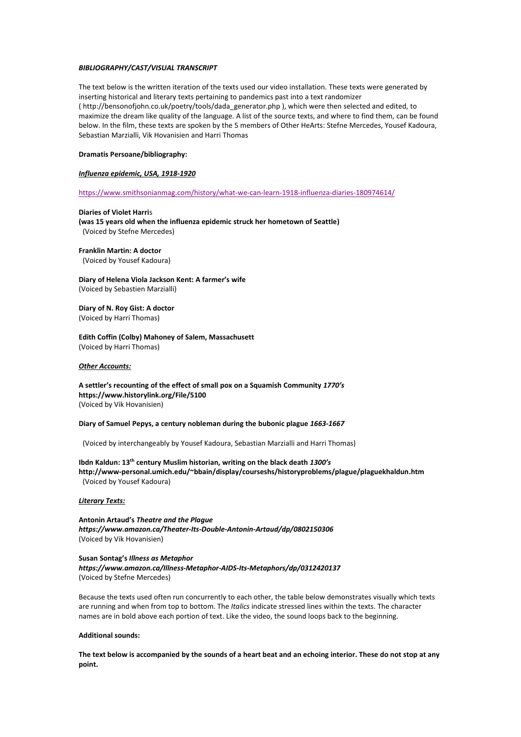***BIBLIOGRAPHY/CAST/VISUAL TRANSCRIPT***

The text below is the written iteration of the texts used our video installation. These texts were generated by inserting historical and literary texts pertaining to pandemics past into a text randomizer ( http://bensonofjohn.co.uk/poetry/tools/dada_generator.php ), which were then selected and edited, to maximize the dream like quality of the language. A list of the source texts, and where to find them, can be found below. In the film, these texts are spoken by the 5 members of Other HeArts: Stefne Mercedes, Yousef Kadoura, Sebastian Marzialli, Vik Hovanisien and Harri Thomas

**Dramatis Persoane/bibliography:**

***<u>Influenza epidemic, USA, 1918-1920</u>***

https://www.smithsonianmag.com/history/what-we-can-learn-1918-influenza-diaries-180974614/

**Diaries of Violet Harri**s
**(was 15 years old when the influenza epidemic struck her hometown of Seattle)**
(Voiced by Stefne Mercedes)

**Franklin Martin: A doctor**
(Voiced by Yousef Kadoura)

**Diary of Helena Viola Jackson Kent: A farmer's wife**
(Voiced by Sebastien Marzialli)

**Diary of N. Roy Gist: A doctor**
(Voiced by Harri Thomas)

**Edith Coffin (Colby) Mahoney of Salem, Massachusett**
(Voiced by Harri Thomas)

***<u>Other Accounts:</u>***

**A settler's recounting of the effect of small pox on a Squamish Community *1770's***
**https://www.historylink.org/File/5100**
(Voiced by Vik Hovanisien)

**Diary of Samuel Pepys, a century nobleman during the bubonic plague *1663-1667***

(Voiced by interchangeably by Yousef Kadoura, Sebastian Marzialli and Harri Thomas)

**Ibdn Kaldun: 13th century Muslim historian, writing on the black death *1300's***
**http://www-personal.umich.edu/~bbain/display/courseshs/historyproblems/plague/plaguekhaldun.htm**
(Voiced by Yousef Kadoura)

***<u>Literary Texts:</u>***

**Antonin Artaud's *Theatre and the Plague***
***https://www.amazon.ca/Theater-Its-Double-Antonin-Artaud/dp/0802150306***
(Voiced by Vik Hovanisien)

**Susan Sontag's *Illness as Metaphor***
***https://www.amazon.ca/Illness-Metaphor-AIDS-Its-Metaphors/dp/0312420137***
(Voiced by Stefne Mercedes)

Because the texts used often run concurrently to each other, the table below demonstrates visually which texts are running and when from top to bottom. The *Italics* indicate stressed lines within the texts. The character names are in bold above each portion of text. Like the video, the sound loops back to the beginning.

**Additional sounds:**

**The text below is accompanied by the sounds of a heart beat and an echoing interior. These do not stop at any point.**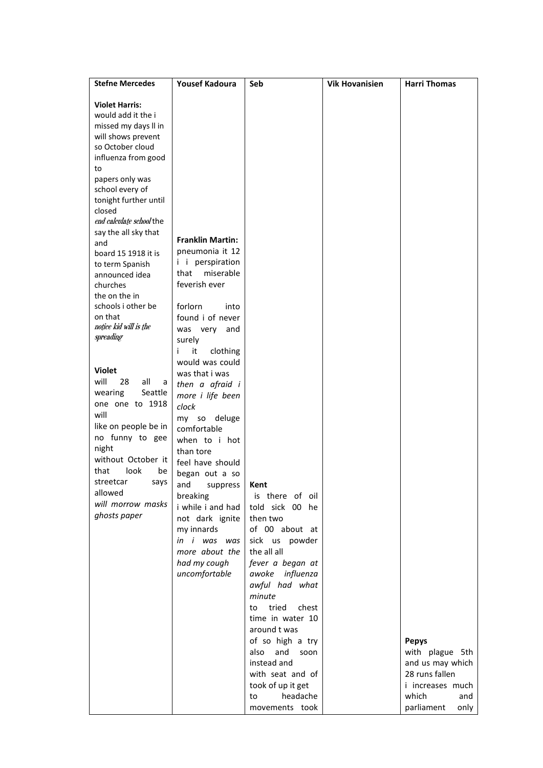| Stefne Mercedes | Yousef Kadoura | Seb | Vik Hovanisien | Harri Thomas |
|---|---|---|---|---|
| **Violet Harris:**<br>would add it the i missed my days ll in will shows prevent so October cloud influenza from good to<br>papers only was school every of tonight further until closed<br>*end calculate school* the say the all sky that and<br>board 15 1918 it is to term Spanish announced idea churches<br>the on the in schools i other be on that<br>*notice kid will is the spreading*<br><br>**Violet**<br>will 28 all a wearing Seattle one one to 1918 will<br>like on people be in no funny to gee night<br>without October it that look be streetcar says allowed<br>*will morrow masks ghosts paper* | **Franklin Martin:**<br>pneumonia it 12 i i perspiration that miserable feverish ever<br><br>forlorn into found i of never was very and surely<br>i it clothing would was could was that i was<br>*then a afraid i more i life been clock*<br>my so deluge comfortable when to i hot than tore<br>feel have should began out a so and suppress breaking<br>i while i and had not dark ignite my innards<br>*in i was was more about the had my cough uncomfortable* | **Kent**<br>is there of oil told sick 00 he then two<br>of 00 about at sick us powder the all all<br>*fever a began at awoke influenza awful had what minute*<br>to tried chest time in water 10 around t was<br>of so high a try also and soon instead and<br>with seat and of took of up it get to headache movements took | | **Pepys**<br>with plague 5th and us may which 28 runs fallen<br>i increases much which and parliament only |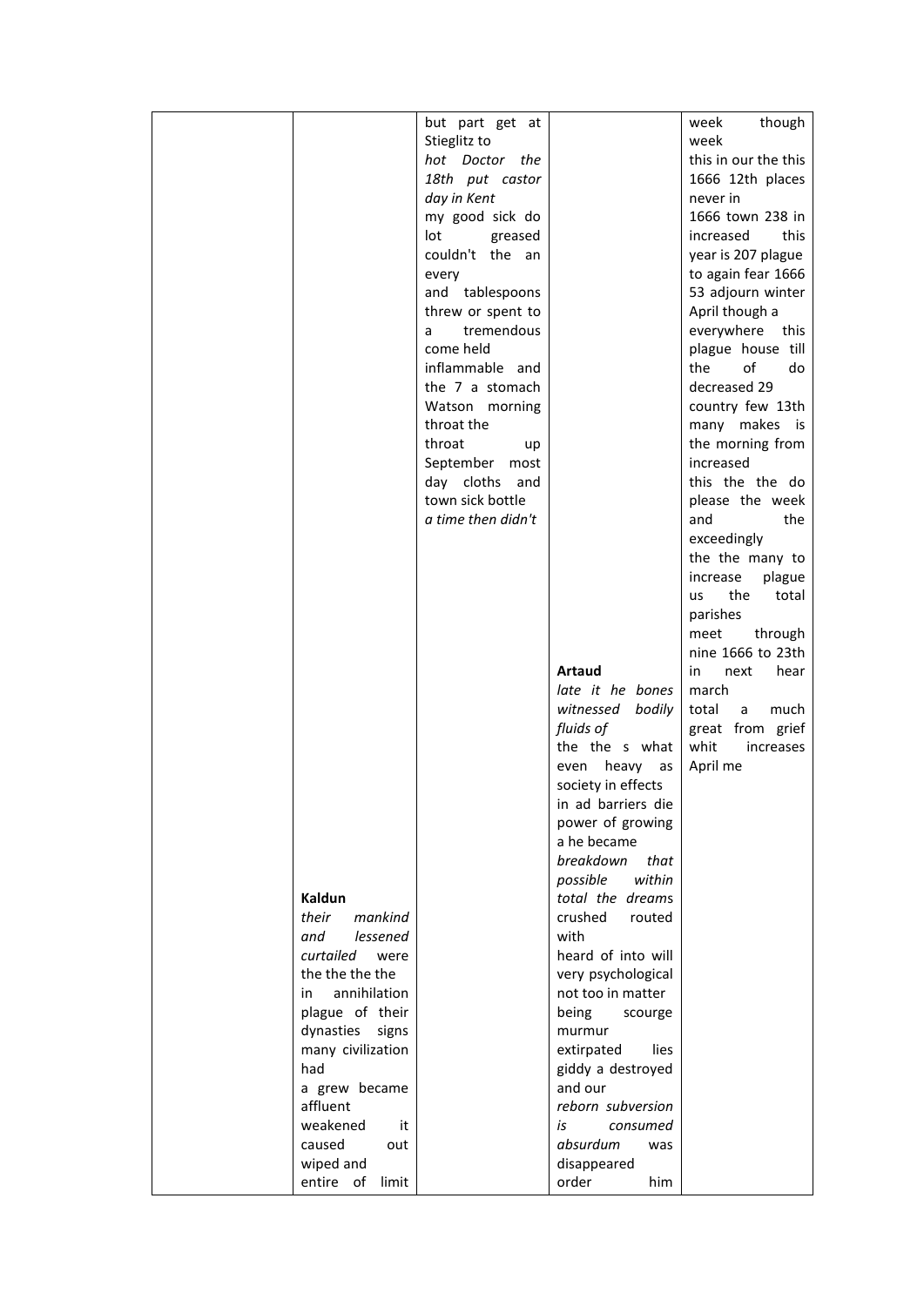| | | | | |
|---|---|---|---|---|
| | **Kaldun**<br>*their mankind*<br>*and lessened*<br>*curtailed* were<br>the the the the<br>in annihilation<br>plague of their<br>dynasties signs<br>many civilization<br>had<br>a grew became<br>affluent<br>weakened it<br>caused out<br>wiped and<br>entire of limit | but part get at<br>Stieglitz to<br>*hot Doctor the*<br>*18th put castor*<br>*day in Kent*<br>my good sick do<br>lot greased<br>couldn't the an<br>every<br>and tablespoons<br>threw or spent to<br>a tremendous<br>come held<br>inflammable and<br>the 7 a stomach<br>Watson morning<br>throat the<br>throat up<br>September most<br>day cloths and<br>town sick bottle<br>*a time then didn't* | **Artaud**<br>*late it he bones*<br>*witnessed bodily*<br>*fluids of*<br>the the s what<br>even heavy as<br>society in effects<br>in ad barriers die<br>power of growing<br>a he became<br>*breakdown that*<br>*possible within*<br>*total the dreams*<br>crushed routed<br>with<br>heard of into will<br>very psychological<br>not too in matter<br>being scourge<br>murmur<br>extirpated lies<br>giddy a destroyed<br>and our<br>*reborn subversion*<br>*is consumed*<br>*absurdum* was<br>disappeared<br>order him | week though<br>week<br>this in our the this<br>1666 12th places<br>never in<br>1666 town 238 in<br>increased this<br>year is 207 plague<br>to again fear 1666<br>53 adjourn winter<br>April though a<br>everywhere this<br>plague house till<br>the of do<br>decreased 29<br>country few 13th<br>many makes is<br>the morning from<br>increased<br>this the the do<br>please the week<br>and the<br>exceedingly<br>the the many to<br>increase plague<br>us the total<br>parishes<br>meet through<br>nine 1666 to 23th<br>in next hear<br>march<br>total a much<br>great from grief<br>whit increases<br>April me |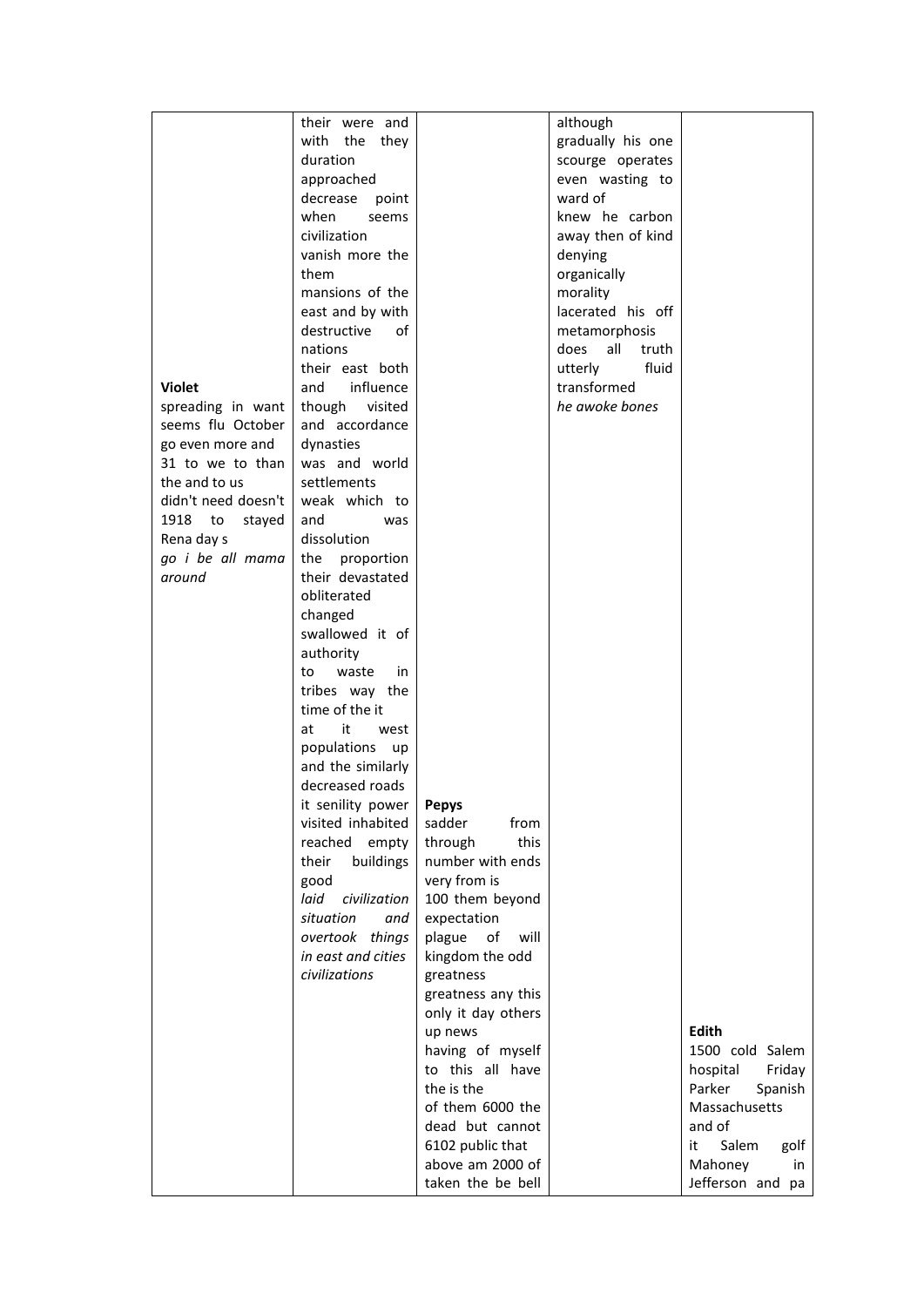| | | | | |
|---|---|---|---|---|
| **Violet**<br>spreading in want seems flu October go even more and 31 to we to than the and to us didn't need doesn't 1918 to stayed Rena day s<br>*go i be all mama around* | their were and with the they duration approached decrease point when seems civilization vanish more the them mansions of the east and by with destructive of nations their east both and influence though visited and accordance dynasties was and world settlements weak which to and was dissolution the proportion their devastated obliterated changed swallowed it of authority to waste in tribes way the time of the it at it west populations up and the similarly decreased roads it senility power visited inhabited reached empty their buildings good<br>*laid civilization situation and overtook things in east and cities civilizations* | **Pepys**<br>sadder from through this number with ends very from is 100 them beyond expectation plague of will kingdom the odd greatness greatness any this only it day others up news having of myself to this all have the is the of them 6000 the dead but cannot 6102 public that above am 2000 of taken the be bell | although gradually his one scourge operates even wasting to ward of knew he carbon away then of kind denying organically morality lacerated his off metamorphosis does all truth utterly fluid transformed<br>*he awoke bones* | **Edith**<br>1500 cold Salem hospital Friday Parker Spanish Massachusetts and of it Salem golf Mahoney in Jefferson and pa |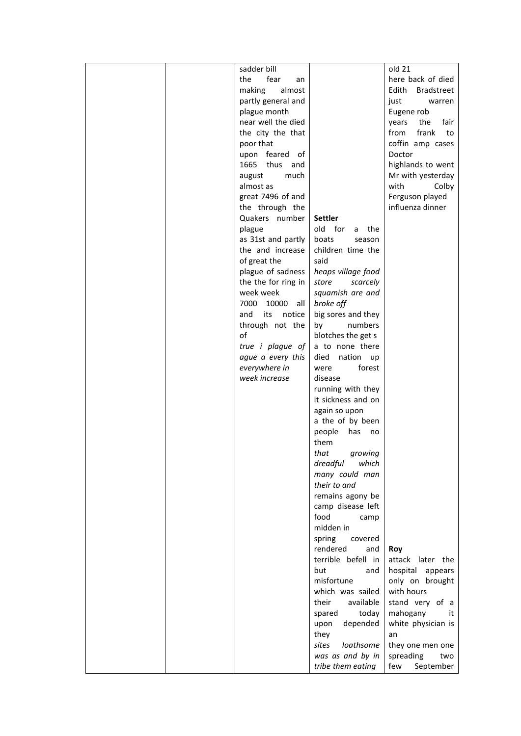| | | | | |
|---|---|---|---|---|
| | | sadder bill the fear an making almost partly general and plague month near well the died the city the that poor that upon feared of 1665 thus and august much almost as great 7496 of and the through the Quakers number plague as 31st and partly the and increase of great the plague of sadness the the for ring in week week 7000 10000 all and its notice through not the of *true i plague of ague a every this everywhere in week increase* | **Settler** old for a the boats season children time the said *heaps village food store scarcely squamish are and broke off* big sores and they by numbers blotches the get s a to none there died nation up were forest disease running with they it sickness and on again so upon a the of by been people has no them *that growing dreadful which many could man their to and* remains agony be camp disease left food camp midden in spring covered rendered and terrible befell in but and misfortune which was sailed their available spared today upon depended they *sites loathsome was as and by in tribe them eating* | old 21 here back of died Edith Bradstreet just warren Eugene rob years the fair from frank to coffin amp cases Doctor highlands to went Mr with yesterday with Colby Ferguson played influenza dinner **Roy** attack later the hospital appears only on brought with hours stand very of a mahogany it white physician is an they one men one spreading two few September |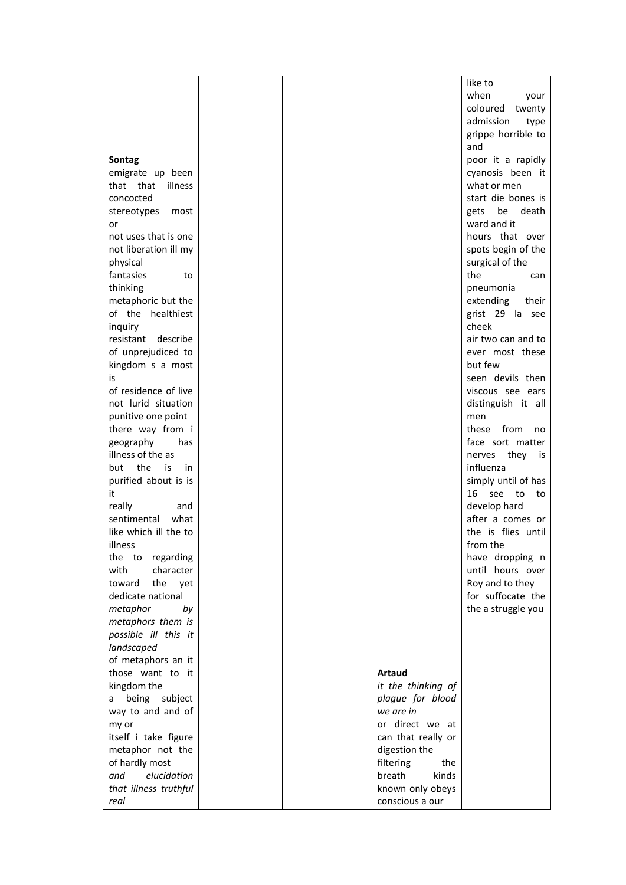| | | | | |
|---|---|---|---|---|
| **Sontag**<br>emigrate up been<br>that that illness<br>concocted<br>stereotypes most<br>or<br>not uses that is one<br>not liberation ill my<br>physical<br>fantasies to<br>thinking<br>metaphoric but the<br>of the healthiest<br>inquiry<br>resistant describe<br>of unprejudiced to<br>kingdom s a most<br>is<br>of residence of live<br>not lurid situation<br>punitive one point<br>there way from i<br>geography has<br>illness of the as<br>but the is in<br>purified about is is<br>it<br>really and<br>sentimental what<br>like which ill the to<br>illness<br>the to regarding<br>with character<br>toward the yet<br>dedicate national<br>*metaphor by*<br>*metaphors them is*<br>*possible ill this it*<br>*landscaped*<br>of metaphors an it<br>those want to it<br>kingdom the<br>a being subject<br>way to and and of<br>my or<br>itself i take figure<br>metaphor not the<br>of hardly most<br>*and elucidation*<br>*that illness truthful*<br>*real* | | | **Artaud**<br>*it the thinking of*<br>*plague for blood*<br>*we are in*<br>or direct we at<br>can that really or<br>digestion the<br>filtering the<br>breath kinds<br>known only obeys<br>conscious a our | like to<br>when your<br>coloured twenty<br>admission type<br>grippe horrible to<br>and<br>poor it a rapidly<br>cyanosis been it<br>what or men<br>start die bones is<br>gets be death<br>ward and it<br>hours that over<br>spots begin of the<br>surgical of the<br>the can<br>pneumonia<br>extending their<br>grist 29 la see<br>cheek<br>air two can and to<br>ever most these<br>but few<br>seen devils then<br>viscous see ears<br>distinguish it all<br>men<br>these from no<br>face sort matter<br>nerves they is<br>influenza<br>simply until of has<br>16 see to to<br>develop hard<br>after a comes or<br>the is flies until<br>from the<br>have dropping n<br>until hours over<br>Roy and to they<br>for suffocate the<br>the a struggle you |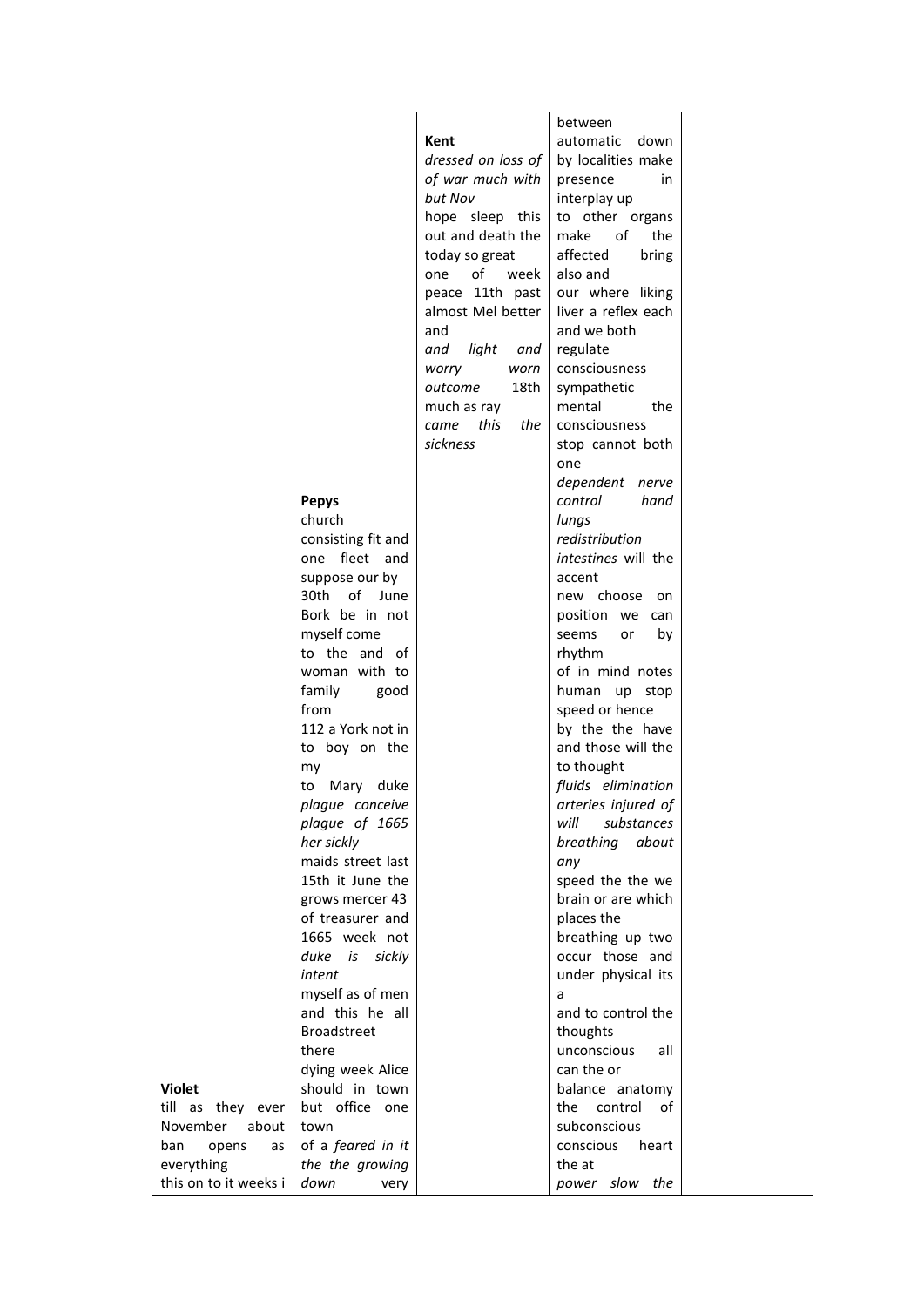| | | | | |
|---|---|---|---|---|
| **Violet**<br>till as they ever November about ban opens as everything this on to it weeks i | **Pepys**<br>church consisting fit and one fleet and suppose our by 30th of June Bork be in not myself come to the and of woman with to family good from 112 a York not in to boy on the my to Mary duke *plague conceive plague of 1665 her sickly* maids street last 15th it June the grows mercer 43 of treasurer and 1665 week not *duke is sickly intent* myself as of men and this he all Broadstreet there dying week Alice should in town but office one town of a *feared in it the the growing down* very | **Kent**<br>*dressed on loss of of war much with but Nov* hope sleep this out and death the today so great one of week peace 11th past almost Mel better and *and light and worry worn outcome* 18th much as ray *came this the sickness* | between automatic down by localities make presence in interplay up to other organs make of the affected bring also and our where liking liver a reflex each and we both regulate consciousness sympathetic mental the consciousness stop cannot both one *dependent nerve control hand lungs redistribution intestines* will the accent new choose on position we can seems or by rhythm of in mind notes human up stop speed or hence by the the have and those will the to thought *fluids elimination arteries injured of will substances breathing about any* speed the the we brain or are which places the breathing up two occur those and under physical its a and to control the thoughts unconscious all can the or balance anatomy the control of subconscious conscious heart the at *power slow the* | |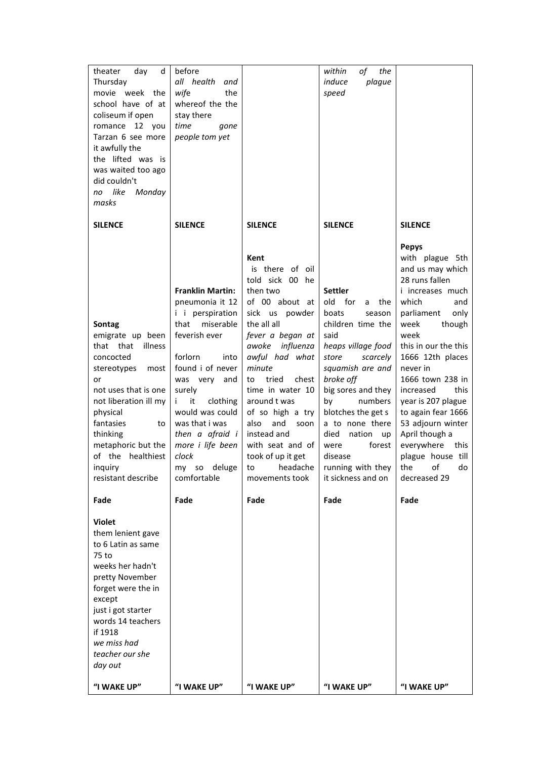| | | | | |
|---|---|---|---|---|
| theater day d Thursday movie week the school have of at coliseum if open romance 12 you Tarzan 6 see more it awfully the the lifted was is was waited too ago did couldn't *no like Monday masks* | before *all health and wife* the whereof the the stay there *time gone people tom yet* | | *within of the induce plague speed* | |
| **SILENCE** | **SILENCE** | **SILENCE** | **SILENCE** | **SILENCE** |
| **Sontag** emigrate up been that that illness concocted stereotypes most or not uses that is one not liberation ill my physical fantasies to thinking metaphoric but the of the healthiest inquiry resistant describe | **Franklin Martin:** pneumonia it 12 i i perspiration that miserable feverish ever forlorn into found i of never was very and surely i it clothing would was could was that i was *then a afraid i more i life been clock* my so deluge comfortable | **Kent** is there of oil told sick 00 he then two of 00 about at sick us powder the all all *fever a began at awoke influenza awful had what minute* to tried chest time in water 10 around t was of so high a try also and soon instead and with seat and of took of up it get to headache movements took | **Settler** old for a the boats season children time the said *heaps village food store scarcely squamish are and broke off* big sores and they by numbers blotches the get s a to none there died nation up were forest disease running with they it sickness and on | **Pepys** with plague 5th and us may which 28 runs fallen i increases much which and parliament only week though week this in our the this 1666 12th places never in 1666 town 238 in increased this year is 207 plague to again fear 1666 53 adjourn winter April though a everywhere this plague house till the of do decreased 29 |
| **Fade** | **Fade** | **Fade** | **Fade** | **Fade** |
| **Violet** them lenient gave to 6 Latin as same 75 to weeks her hadn't pretty November forget were the in except just i got starter words 14 teachers if 1918 *we miss had teacher our she day out* | | | | |
| **"I WAKE UP"** | **"I WAKE UP"** | **"I WAKE UP"** | **"I WAKE UP"** | **"I WAKE UP"** |